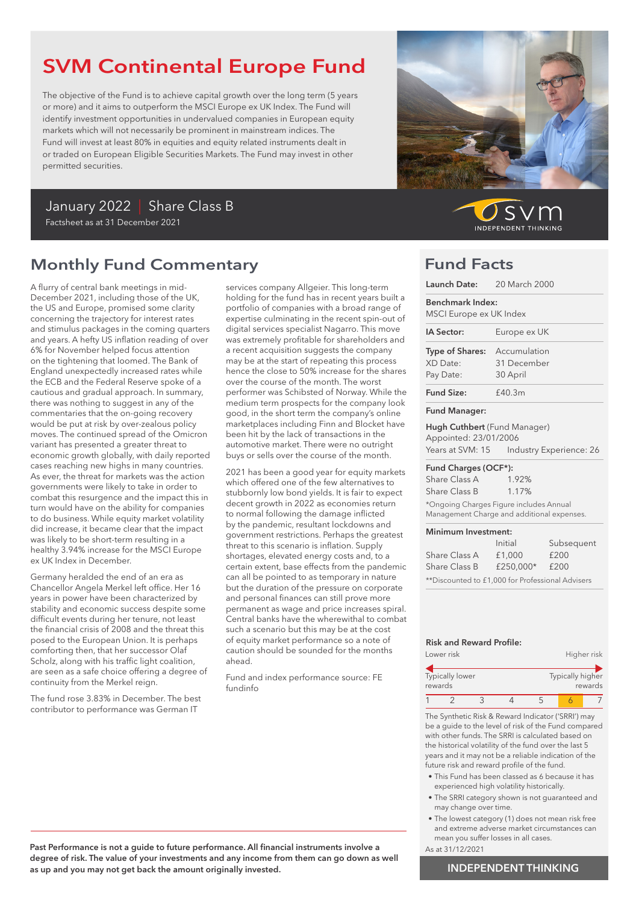# SVM Continental Europe Fund

The objective of the Fund is to achieve capital growth over the long term (5 years or more) and it aims to outperform the MSCI Europe ex UK Index. The Fund will identify investment opportunities in undervalued companies in European equity markets which will not necessarily be prominent in mainstream indices. The Fund will invest at least 80% in equities and equity related instruments dealt in or traded on European Eligible Securities Markets. The Fund may invest in other permitted securities.

January 2022 | Share Class B

Factsheet as at 31 December 2021

SVM INDEPENDENT THINKING

## Monthly Fund Commentary

A flurry of central bank meetings in mid-December 2021, including those of the UK, the US and Europe, promised some clarity concerning the trajectory for interest rates and stimulus packages in the coming quarters and years. A hefty US inflation reading of over 6% for November helped focus attention on the tightening that loomed. The Bank of England unexpectedly increased rates while the ECB and the Federal Reserve spoke of a cautious and gradual approach. In summary, there was nothing to suggest in any of the commentaries that the on-going recovery would be put at risk by over-zealous policy moves. The continued spread of the Omicron variant has presented a greater threat to economic growth globally, with daily reported cases reaching new highs in many countries. As ever, the threat for markets was the action governments were likely to take in order to combat this resurgence and the impact this in turn would have on the ability for companies to do business. While equity market volatility did increase, it became clear that the impact was likely to be short-term resulting in a healthy 3.94% increase for the MSCI Europe ex UK Index in December.

Germany heralded the end of an era as Chancellor Angela Merkel left office. Her 16 years in power have been characterized by stability and economic success despite some difficult events during her tenure, not least the financial crisis of 2008 and the threat this posed to the European Union. It is perhaps comforting then, that her successor Olaf Scholz, along with his traffic light coalition, are seen as a safe choice offering a degree of continuity from the Merkel reign.

The fund rose 3.83% in December. The best contributor to performance was German IT services company Allgeier. This long-term holding for the fund has in recent years built a portfolio of companies with a broad range of expertise culminating in the recent spin-out of digital services specialist Nagarro. This move was extremely profitable for shareholders and a recent acquisition suggests the company may be at the start of repeating this process hence the close to 50% increase for the shares over the course of the month. The worst performer was Schibsted of Norway. While the medium term prospects for the company look good, in the short term the company's online marketplaces including Finn and Blocket have been hit by the lack of transactions in the automotive market. There were no outright buys or sells over the course of the month.

2021 has been a good year for equity markets which offered one of the few alternatives to stubbornly low bond yields. It is fair to expect decent growth in 2022 as economies return to normal following the damage inflicted by the pandemic, resultant lockdowns and government restrictions. Perhaps the greatest threat to this scenario is inflation. Supply shortages, elevated energy costs and, to a certain extent, base effects from the pandemic can all be pointed to as temporary in nature but the duration of the pressure on corporate and personal finances can still prove more permanent as wage and price increases spiral. Central banks have the wherewithal to combat such a scenario but this may be at the cost of equity market performance so a note of caution should be sounded for the months ahead.

Fund and index performance source: FE fundinfo

**Past Performance is not a guide to future performance. All financial instruments involve a degree of risk. The value of your investments and any income from them can go down as well as up and you may not get back the amount originally invested.**

## Fund Facts

**Launch Date:** 20 March 2000

**Benchmark Index:** MSCI Europe ex UK Index

**IA Sector:** Europe ex UK

**Type of Shares:** Accumulation
XD Date: 31 December
Pay Date: 30 April

**Fund Size:** £40.3m

**Fund Manager:**

**Hugh Cuthbert** (Fund Manager)
Appointed: 23/01/2006
Years at SVM: 15 Industry Experience: 26

**Fund Charges (OCF*):**

| | |
|---|---|
| Share Class A | 1.92% |
| Share Class B | 1.17% |

*Ongoing Charges Figure includes Annual Management Charge and additional expenses.

**Minimum Investment:**

| | Initial | Subsequent |
|---|---|---|
| Share Class A | £1,000 | £200 |
| Share Class B | £250,000* | £200 |

**Discounted to £1,000 for Professional Advisers

**Risk and Reward Profile:**

Lower risk — Higher risk

Typically lower rewards — Typically higher rewards

| 1 | 2 | 3 | 4 | 5 | **6** | 7 |
|---|---|---|---|---|---|---|

The Synthetic Risk & Reward Indicator ('SRRI') may be a guide to the level of risk of the Fund compared with other funds. The SRRI is calculated based on the historical volatility of the fund over the last 5 years and it may not be a reliable indication of the future risk and reward profile of the fund.

- This Fund has been classed as 6 because it has experienced high volatility historically.
- The SRRI category shown is not guaranteed and may change over time.
- The lowest category (1) does not mean risk free and extreme adverse market circumstances can mean you suffer losses in all cases.

As at 31/12/2021

INDEPENDENT THINKING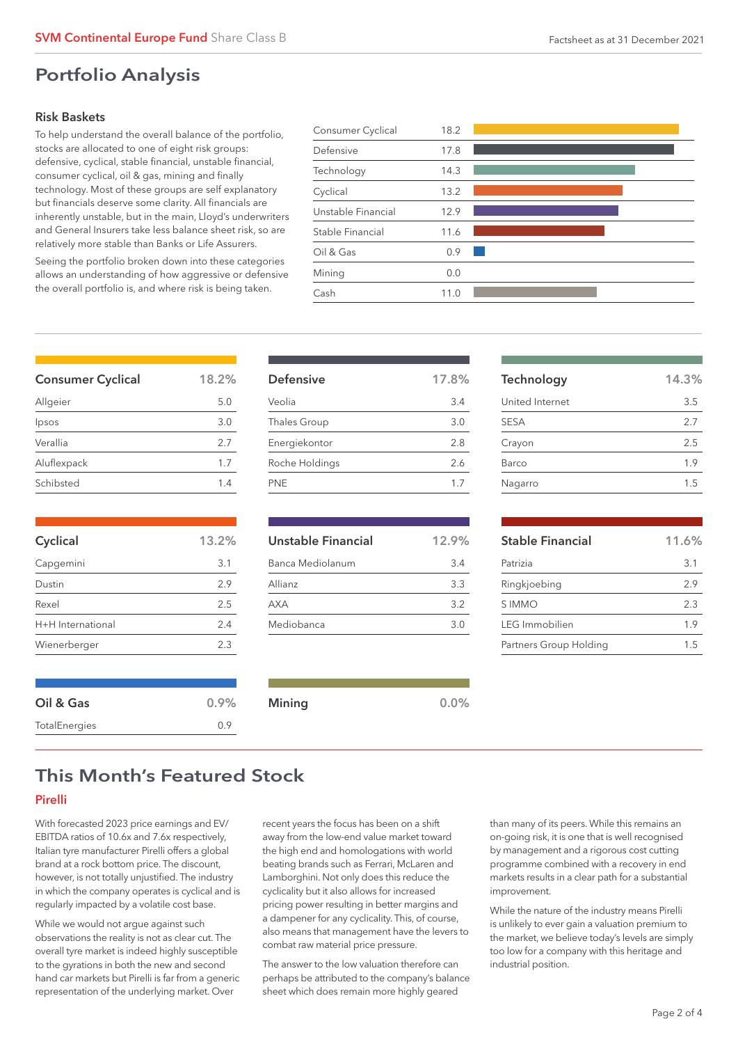# Portfolio Analysis

### Risk Baskets

To help understand the overall balance of the portfolio, stocks are allocated to one of eight risk groups: defensive, cyclical, stable financial, unstable financial, consumer cyclical, oil & gas, mining and finally technology. Most of these groups are self explanatory but financials deserve some clarity. All financials are inherently unstable, but in the main, Lloyd's underwriters and General Insurers take less balance sheet risk, so are relatively more stable than Banks or Life Assurers.

Seeing the portfolio broken down into these categories allows an understanding of how aggressive or defensive the overall portfolio is, and where risk is being taken.

| Risk Basket | % |
|---|---|
| Consumer Cyclical | 18.2 |
| Defensive | 17.8 |
| Technology | 14.3 |
| Cyclical | 13.2 |
| Unstable Financial | 12.9 |
| Stable Financial | 11.6 |
| Oil & Gas | 0.9 |
| Mining | 0.0 |
| Cash | 11.0 |

| Consumer Cyclical | 18.2% |
|---|---|
| Allgeier | 5.0 |
| Ipsos | 3.0 |
| Verallia | 2.7 |
| Aluflexpack | 1.7 |
| Schibsted | 1.4 |

| Defensive | 17.8% |
|---|---|
| Veolia | 3.4 |
| Thales Group | 3.0 |
| Energiekontor | 2.8 |
| Roche Holdings | 2.6 |
| PNE | 1.7 |

| Technology | 14.3% |
|---|---|
| United Internet | 3.5 |
| SESA | 2.7 |
| Crayon | 2.5 |
| Barco | 1.9 |
| Nagarro | 1.5 |

| Cyclical | 13.2% |
|---|---|
| Capgemini | 3.1 |
| Dustin | 2.9 |
| Rexel | 2.5 |
| H+H International | 2.4 |
| Wienerberger | 2.3 |

| Unstable Financial | 12.9% |
|---|---|
| Banca Mediolanum | 3.4 |
| Allianz | 3.3 |
| AXA | 3.2 |
| Mediobanca | 3.0 |

| Stable Financial | 11.6% |
|---|---|
| Patrizia | 3.1 |
| Ringkjoebing | 2.9 |
| S IMMO | 2.3 |
| LEG Immobilien | 1.9 |
| Partners Group Holding | 1.5 |

| Oil & Gas | 0.9% |
|---|---|
| TotalEnergies | 0.9 |

| Mining | 0.0% |
|---|---|

# This Month's Featured Stock

## Pirelli

With forecasted 2023 price earnings and EV/EBITDA ratios of 10.6x and 7.6x respectively, Italian tyre manufacturer Pirelli offers a global brand at a rock bottom price. The discount, however, is not totally unjustified. The industry in which the company operates is cyclical and is regularly impacted by a volatile cost base.

While we would not argue against such observations the reality is not as clear cut. The overall tyre market is indeed highly susceptible to the gyrations in both the new and second hand car markets but Pirelli is far from a generic representation of the underlying market. Over recent years the focus has been on a shift away from the low-end value market toward the high end and homologations with world beating brands such as Ferrari, McLaren and Lamborghini. Not only does this reduce the cyclicality but it also allows for increased pricing power resulting in better margins and a dampener for any cyclicality. This, of course, also means that management have the levers to combat raw material price pressure.

The answer to the low valuation therefore can perhaps be attributed to the company's balance sheet which does remain more highly geared than many of its peers. While this remains an on-going risk, it is one that is well recognised by management and a rigorous cost cutting programme combined with a recovery in end markets results in a clear path for a substantial improvement.

While the nature of the industry means Pirelli is unlikely to ever gain a valuation premium to the market, we believe today's levels are simply too low for a company with this heritage and industrial position.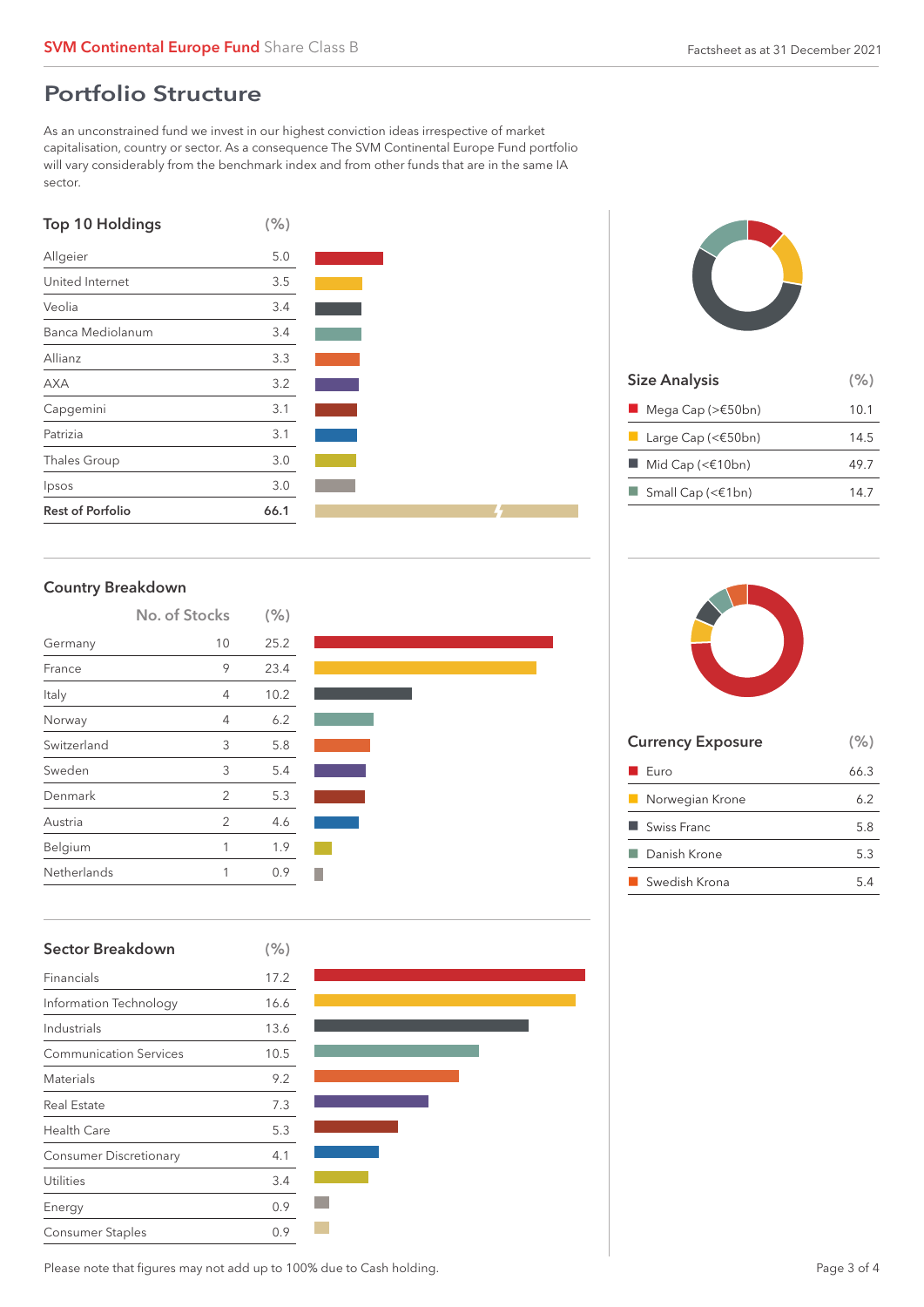## Portfolio Structure

As an unconstrained fund we invest in our highest conviction ideas irrespective of market capitalisation, country or sector. As a consequence The SVM Continental Europe Fund portfolio will vary considerably from the benchmark index and from other funds that are in the same IA sector.

### Top 10 Holdings

| Top 10 Holdings | (%) |
|---|---|
| Allgeier | 5.0 |
| United Internet | 3.5 |
| Veolia | 3.4 |
| Banca Mediolanum | 3.4 |
| Allianz | 3.3 |
| AXA | 3.2 |
| Capgemini | 3.1 |
| Patrizia | 3.1 |
| Thales Group | 3.0 |
| Ipsos | 3.0 |
| **Rest of Porfolio** | **66.1** |

### Size Analysis

| Size Analysis | (%) |
|---|---|
| Mega Cap (>€50bn) | 10.1 |
| Large Cap (<€50bn) | 14.5 |
| Mid Cap (<€10bn) | 49.7 |
| Small Cap (<€1bn) | 14.7 |

### Country Breakdown

| Country | No. of Stocks | (%) |
|---|---|---|
| Germany | 10 | 25.2 |
| France | 9 | 23.4 |
| Italy | 4 | 10.2 |
| Norway | 4 | 6.2 |
| Switzerland | 3 | 5.8 |
| Sweden | 3 | 5.4 |
| Denmark | 2 | 5.3 |
| Austria | 2 | 4.6 |
| Belgium | 1 | 1.9 |
| Netherlands | 1 | 0.9 |

### Currency Exposure

| Currency Exposure | (%) |
|---|---|
| Euro | 66.3 |
| Norwegian Krone | 6.2 |
| Swiss Franc | 5.8 |
| Danish Krone | 5.3 |
| Swedish Krona | 5.4 |

### Sector Breakdown

| Sector Breakdown | (%) |
|---|---|
| Financials | 17.2 |
| Information Technology | 16.6 |
| Industrials | 13.6 |
| Communication Services | 10.5 |
| Materials | 9.2 |
| Real Estate | 7.3 |
| Health Care | 5.3 |
| Consumer Discretionary | 4.1 |
| Utilities | 3.4 |
| Energy | 0.9 |
| Consumer Staples | 0.9 |

Please note that figures may not add up to 100% due to Cash holding.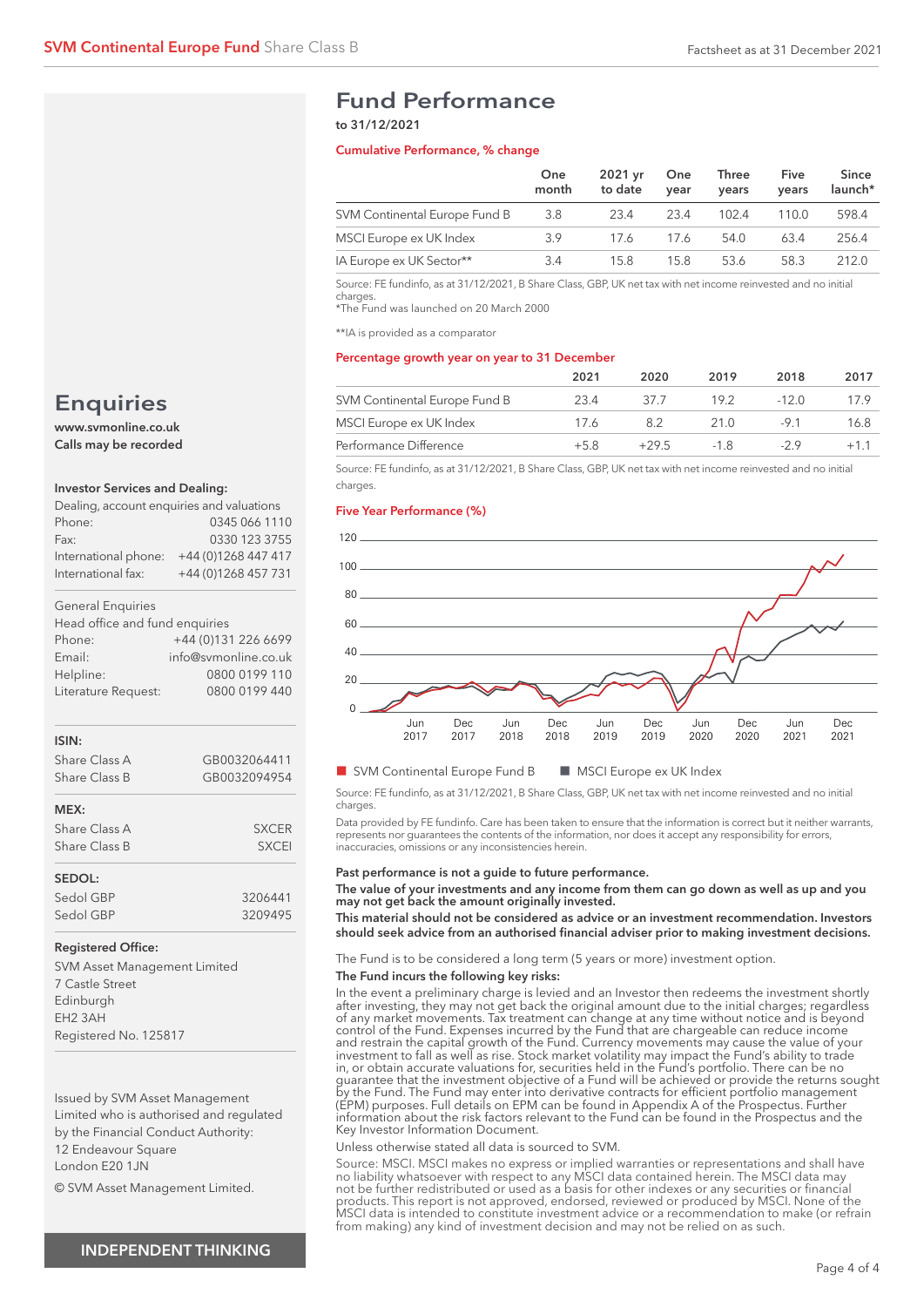# Fund Performance

**to 31/12/2021**

**Cumulative Performance, % change**

| | One month | 2021 yr to date | One year | Three years | Five years | Since launch* |
|---|---|---|---|---|---|---|
| SVM Continental Europe Fund B | 3.8 | 23.4 | 23.4 | 102.4 | 110.0 | 598.4 |
| MSCI Europe ex UK Index | 3.9 | 17.6 | 17.6 | 54.0 | 63.4 | 256.4 |
| IA Europe ex UK Sector** | 3.4 | 15.8 | 15.8 | 53.6 | 58.3 | 212.0 |

Source: FE fundinfo, as at 31/12/2021, B Share Class, GBP, UK net tax with net income reinvested and no initial charges.
*The Fund was launched on 20 March 2000

**IA is provided as a comparator

**Percentage growth year on year to 31 December**

| | 2021 | 2020 | 2019 | 2018 | 2017 |
|---|---|---|---|---|---|
| SVM Continental Europe Fund B | 23.4 | 37.7 | 19.2 | -12.0 | 17.9 |
| MSCI Europe ex UK Index | 17.6 | 8.2 | 21.0 | -9.1 | 16.8 |
| Performance Difference | +5.8 | +29.5 | -1.8 | -2.9 | +1.1 |

Source: FE fundinfo, as at 31/12/2021, B Share Class, GBP, UK net tax with net income reinvested and no initial charges.

**Five Year Performance (%)**

120
100
80
60
40
20
0

Jun 2017 Dec 2017 Jun 2018 Dec 2018 Jun 2019 Dec 2019 Jun 2020 Dec 2020 Jun 2021 Dec 2021

SVM Continental Europe Fund B
MSCI Europe ex UK Index

Source: FE fundinfo, as at 31/12/2021, B Share Class, GBP, UK net tax with net income reinvested and no initial charges.

Data provided by FE fundinfo. Care has been taken to ensure that the information is correct but it neither warrants, represents nor guarantees the contents of the information, nor does it accept any responsibility for errors, inaccuracies, omissions or any inconsistencies herein.

**Past performance is not a guide to future performance.**

**The value of your investments and any income from them can go down as well as up and you may not get back the amount originally invested.**

**This material should not be considered as advice or an investment recommendation. Investors should seek advice from an authorised financial adviser prior to making investment decisions.**

The Fund is to be considered a long term (5 years or more) investment option.

**The Fund incurs the following key risks:**

In the event a preliminary charge is levied and an Investor then redeems the investment shortly after investing, they may not get back the original amount due to the initial charges; regardless of any market movements. Tax treatment can change at any time without notice and is beyond control of the Fund. Expenses incurred by the Fund that are chargeable can reduce income and restrain the capital growth of the Fund. Currency movements may cause the value of your investment to fall as well as rise. Stock market volatility may impact the Fund's ability to trade in, or obtain accurate valuations for, securities held in the Fund's portfolio. There can be no guarantee that the investment objective of a Fund will be achieved or provide the returns sought by the Fund. The Fund may enter into derivative contracts for efficient portfolio management (EPM) purposes. Full details on EPM can be found in Appendix A of the Prospectus. Further information about the risk factors relevant to the Fund can be found in the Prospectus and the Key Investor Information Document.

Unless otherwise stated all data is sourced to SVM.

Source: MSCI. MSCI makes no express or implied warranties or representations and shall have no liability whatsoever with respect to any MSCI data contained herein. The MSCI data may not be further redistributed or used as a basis for other indexes or any securities or financial products. This report is not approved, endorsed, reviewed or produced by MSCI. None of the MSCI data is intended to constitute investment advice or a recommendation to make (or refrain from making) any kind of investment decision and may not be relied on as such.

## Enquiries

**www.svmonline.co.uk**
**Calls may be recorded**

**Investor Services and Dealing:**

Dealing, account enquiries and valuations

| | |
|---|---|
| Phone: | 0345 066 1110 |
| Fax: | 0330 123 3755 |
| International phone: | +44 (0)1268 447 417 |
| International fax: | +44 (0)1268 457 731 |

General Enquiries
Head office and fund enquiries

| | |
|---|---|
| Phone: | +44 (0)131 226 6699 |
| Email: | info@svmonline.co.uk |
| Helpline: | 0800 0199 110 |
| Literature Request: | 0800 0199 440 |

**ISIN:**

| | |
|---|---|
| Share Class A | GB0032064411 |
| Share Class B | GB0032094954 |

**MEX:**

| | |
|---|---|
| Share Class A | SXCER |
| Share Class B | SXCEI |

**SEDOL:**

| | |
|---|---|
| Sedol GBP | 3206441 |
| Sedol GBP | 3209495 |

**Registered Office:**

SVM Asset Management Limited
7 Castle Street
Edinburgh
EH2 3AH
Registered No. 125817

Issued by SVM Asset Management Limited who is authorised and regulated by the Financial Conduct Authority:
12 Endeavour Square
London E20 1JN

© SVM Asset Management Limited.

**INDEPENDENT THINKING**